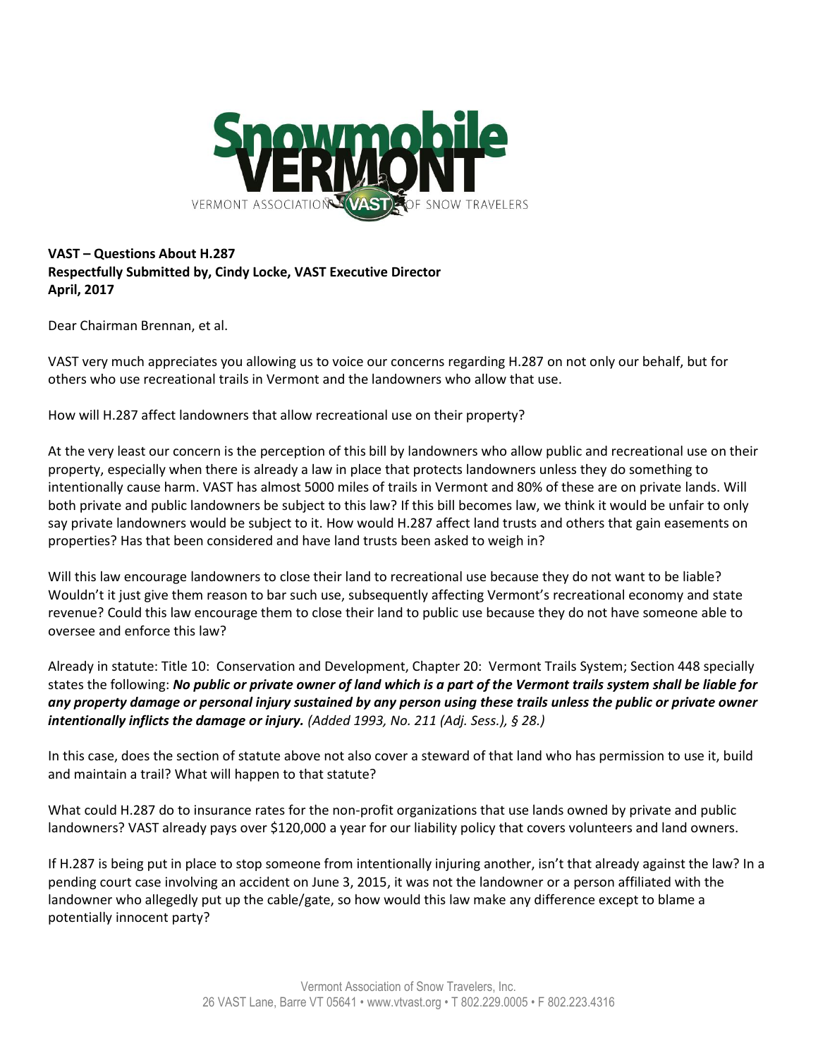**VAST – Questions About H.287**
**Respectfully Submitted by, Cindy Locke, VAST Executive Director**
**April, 2017**

Dear Chairman Brennan, et al.

VAST very much appreciates you allowing us to voice our concerns regarding H.287 on not only our behalf, but for others who use recreational trails in Vermont and the landowners who allow that use.

How will H.287 affect landowners that allow recreational use on their property?

At the very least our concern is the perception of this bill by landowners who allow public and recreational use on their property, especially when there is already a law in place that protects landowners unless they do something to intentionally cause harm. VAST has almost 5000 miles of trails in Vermont and 80% of these are on private lands. Will both private and public landowners be subject to this law? If this bill becomes law, we think it would be unfair to only say private landowners would be subject to it. How would H.287 affect land trusts and others that gain easements on properties? Has that been considered and have land trusts been asked to weigh in?

Will this law encourage landowners to close their land to recreational use because they do not want to be liable? Wouldn't it just give them reason to bar such use, subsequently affecting Vermont's recreational economy and state revenue? Could this law encourage them to close their land to public use because they do not have someone able to oversee and enforce this law?

Already in statute: Title 10: Conservation and Development, Chapter 20: Vermont Trails System; Section 448 specially states the following: ***No public or private owner of land which is a part of the Vermont trails system shall be liable for any property damage or personal injury sustained by any person using these trails unless the public or private owner intentionally inflicts the damage or injury.*** *(Added 1993, No. 211 (Adj. Sess.), § 28.)*

In this case, does the section of statute above not also cover a steward of that land who has permission to use it, build and maintain a trail? What will happen to that statute?

What could H.287 do to insurance rates for the non-profit organizations that use lands owned by private and public landowners? VAST already pays over $120,000 a year for our liability policy that covers volunteers and land owners.

If H.287 is being put in place to stop someone from intentionally injuring another, isn't that already against the law? In a pending court case involving an accident on June 3, 2015, it was not the landowner or a person affiliated with the landowner who allegedly put up the cable/gate, so how would this law make any difference except to blame a potentially innocent party?

Vermont Association of Snow Travelers, Inc.
26 VAST Lane, Barre VT 05641 • www.vtvast.org • T 802.229.0005 • F 802.223.4316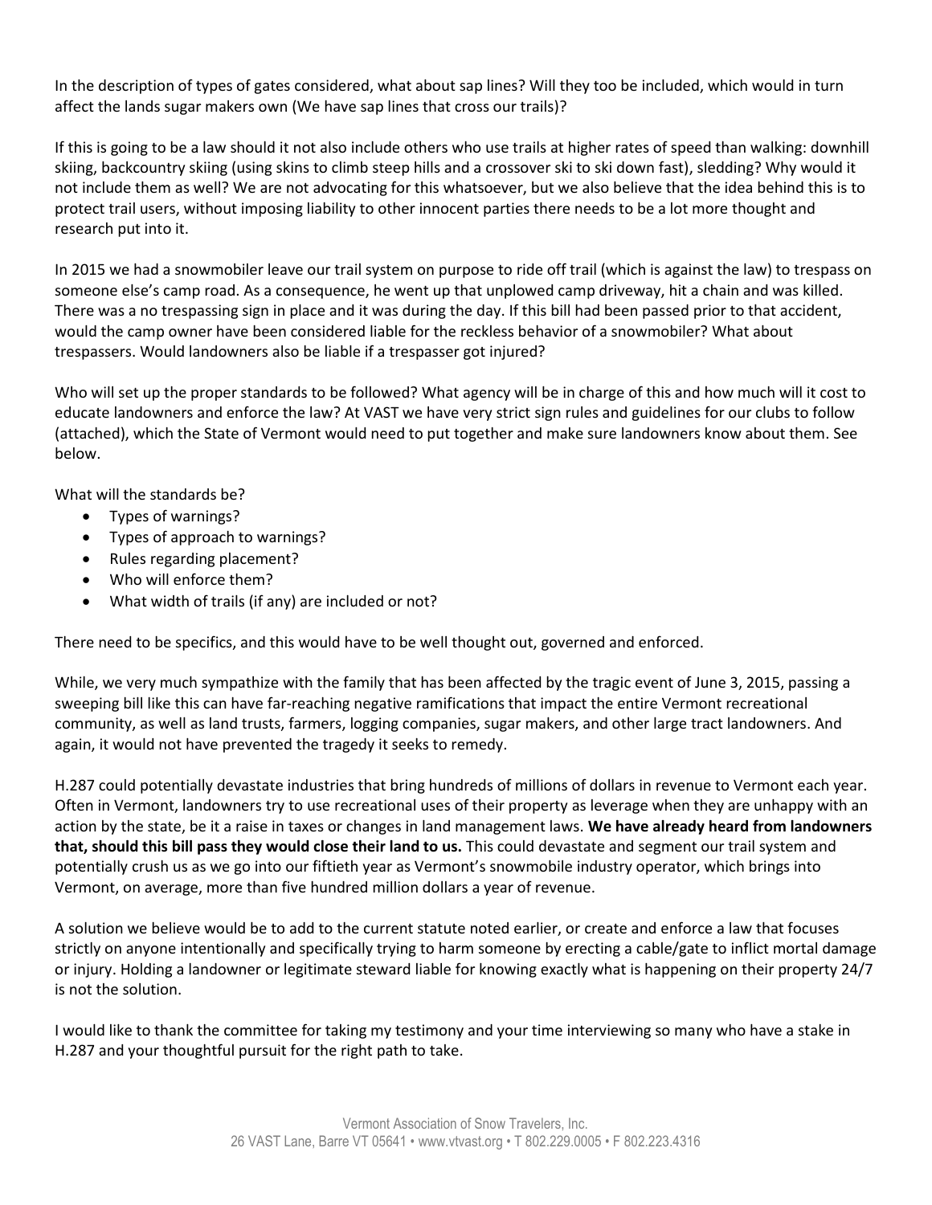In the description of types of gates considered, what about sap lines? Will they too be included, which would in turn affect the lands sugar makers own (We have sap lines that cross our trails)?

If this is going to be a law should it not also include others who use trails at higher rates of speed than walking: downhill skiing, backcountry skiing (using skins to climb steep hills and a crossover ski to ski down fast), sledding? Why would it not include them as well? We are not advocating for this whatsoever, but we also believe that the idea behind this is to protect trail users, without imposing liability to other innocent parties there needs to be a lot more thought and research put into it.

In 2015 we had a snowmobiler leave our trail system on purpose to ride off trail (which is against the law) to trespass on someone else's camp road. As a consequence, he went up that unplowed camp driveway, hit a chain and was killed. There was a no trespassing sign in place and it was during the day. If this bill had been passed prior to that accident, would the camp owner have been considered liable for the reckless behavior of a snowmobiler? What about trespassers. Would landowners also be liable if a trespasser got injured?

Who will set up the proper standards to be followed? What agency will be in charge of this and how much will it cost to educate landowners and enforce the law? At VAST we have very strict sign rules and guidelines for our clubs to follow (attached), which the State of Vermont would need to put together and make sure landowners know about them. See below.

What will the standards be?

- Types of warnings?
- Types of approach to warnings?
- Rules regarding placement?
- Who will enforce them?
- What width of trails (if any) are included or not?

There need to be specifics, and this would have to be well thought out, governed and enforced.

While, we very much sympathize with the family that has been affected by the tragic event of June 3, 2015, passing a sweeping bill like this can have far-reaching negative ramifications that impact the entire Vermont recreational community, as well as land trusts, farmers, logging companies, sugar makers, and other large tract landowners. And again, it would not have prevented the tragedy it seeks to remedy.

H.287 could potentially devastate industries that bring hundreds of millions of dollars in revenue to Vermont each year. Often in Vermont, landowners try to use recreational uses of their property as leverage when they are unhappy with an action by the state, be it a raise in taxes or changes in land management laws. **We have already heard from landowners that, should this bill pass they would close their land to us.** This could devastate and segment our trail system and potentially crush us as we go into our fiftieth year as Vermont's snowmobile industry operator, which brings into Vermont, on average, more than five hundred million dollars a year of revenue.

A solution we believe would be to add to the current statute noted earlier, or create and enforce a law that focuses strictly on anyone intentionally and specifically trying to harm someone by erecting a cable/gate to inflict mortal damage or injury. Holding a landowner or legitimate steward liable for knowing exactly what is happening on their property 24/7 is not the solution.

I would like to thank the committee for taking my testimony and your time interviewing so many who have a stake in H.287 and your thoughtful pursuit for the right path to take.